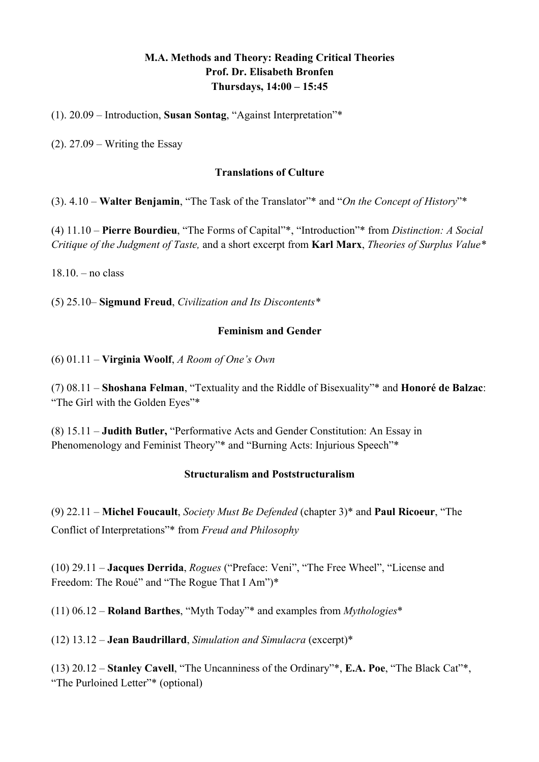**M.A. Methods and Theory: Reading Critical Theories**
**Prof. Dr. Elisabeth Bronfen**
**Thursdays, 14:00 – 15:45**

(1). 20.09 – Introduction, **Susan Sontag**, "Against Interpretation"*

(2). 27.09 – Writing the Essay

### Translations of Culture

(3). 4.10 – **Walter Benjamin**, "The Task of the Translator"* and "*On the Concept of History*"*

(4) 11.10 – **Pierre Bourdieu**, "The Forms of Capital"*, "Introduction"* from *Distinction: A Social Critique of the Judgment of Taste,* and a short excerpt from **Karl Marx**, *Theories of Surplus Value**

18.10. – no class

(5) 25.10– **Sigmund Freud**, *Civilization and Its Discontents**

### Feminism and Gender

(6) 01.11 – **Virginia Woolf**, *A Room of One's Own*

(7) 08.11 – **Shoshana Felman**, "Textuality and the Riddle of Bisexuality"* and **Honoré de Balzac**: "The Girl with the Golden Eyes"*

(8) 15.11 – **Judith Butler,** "Performative Acts and Gender Constitution: An Essay in Phenomenology and Feminist Theory"* and "Burning Acts: Injurious Speech"*

### Structuralism and Poststructuralism

(9) 22.11 – **Michel Foucault**, *Society Must Be Defended* (chapter 3)* and **Paul Ricoeur**, "The Conflict of Interpretations"* from *Freud and Philosophy*

(10) 29.11 – **Jacques Derrida**, *Rogues* ("Preface: Veni", "The Free Wheel", "License and Freedom: The Roué" and "The Rogue That I Am")*

(11) 06.12 – **Roland Barthes**, "Myth Today"* and examples from *Mythologies**

(12) 13.12 – **Jean Baudrillard**, *Simulation and Simulacra* (excerpt)*

(13) 20.12 – **Stanley Cavell**, "The Uncanniness of the Ordinary"*, **E.A. Poe**, "The Black Cat"*, "The Purloined Letter"* (optional)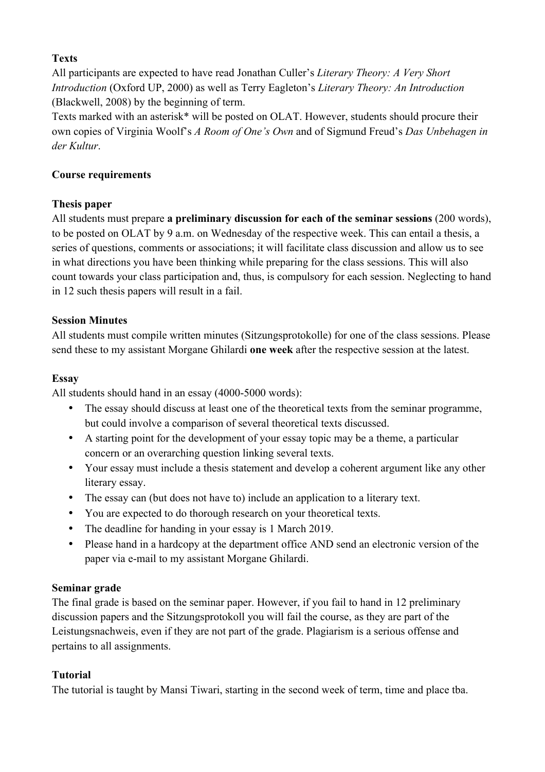**Texts**

All participants are expected to have read Jonathan Culler's *Literary Theory: A Very Short Introduction* (Oxford UP, 2000) as well as Terry Eagleton's *Literary Theory: An Introduction* (Blackwell, 2008) by the beginning of term.

Texts marked with an asterisk* will be posted on OLAT. However, students should procure their own copies of Virginia Woolf's *A Room of One's Own* and of Sigmund Freud's *Das Unbehagen in der Kultur*.

**Course requirements**

**Thesis paper**

All students must prepare **a preliminary discussion for each of the seminar sessions** (200 words), to be posted on OLAT by 9 a.m. on Wednesday of the respective week. This can entail a thesis, a series of questions, comments or associations; it will facilitate class discussion and allow us to see in what directions you have been thinking while preparing for the class sessions. This will also count towards your class participation and, thus, is compulsory for each session. Neglecting to hand in 12 such thesis papers will result in a fail.

**Session Minutes**

All students must compile written minutes (Sitzungsprotokolle) for one of the class sessions. Please send these to my assistant Morgane Ghilardi **one week** after the respective session at the latest.

**Essay**

All students should hand in an essay (4000-5000 words):

- The essay should discuss at least one of the theoretical texts from the seminar programme, but could involve a comparison of several theoretical texts discussed.
- A starting point for the development of your essay topic may be a theme, a particular concern or an overarching question linking several texts.
- Your essay must include a thesis statement and develop a coherent argument like any other literary essay.
- The essay can (but does not have to) include an application to a literary text.
- You are expected to do thorough research on your theoretical texts.
- The deadline for handing in your essay is 1 March 2019.
- Please hand in a hardcopy at the department office AND send an electronic version of the paper via e-mail to my assistant Morgane Ghilardi.

**Seminar grade**

The final grade is based on the seminar paper. However, if you fail to hand in 12 preliminary discussion papers and the Sitzungsprotokoll you will fail the course, as they are part of the Leistungsnachweis, even if they are not part of the grade. Plagiarism is a serious offense and pertains to all assignments.

**Tutorial**

The tutorial is taught by Mansi Tiwari, starting in the second week of term, time and place tba.